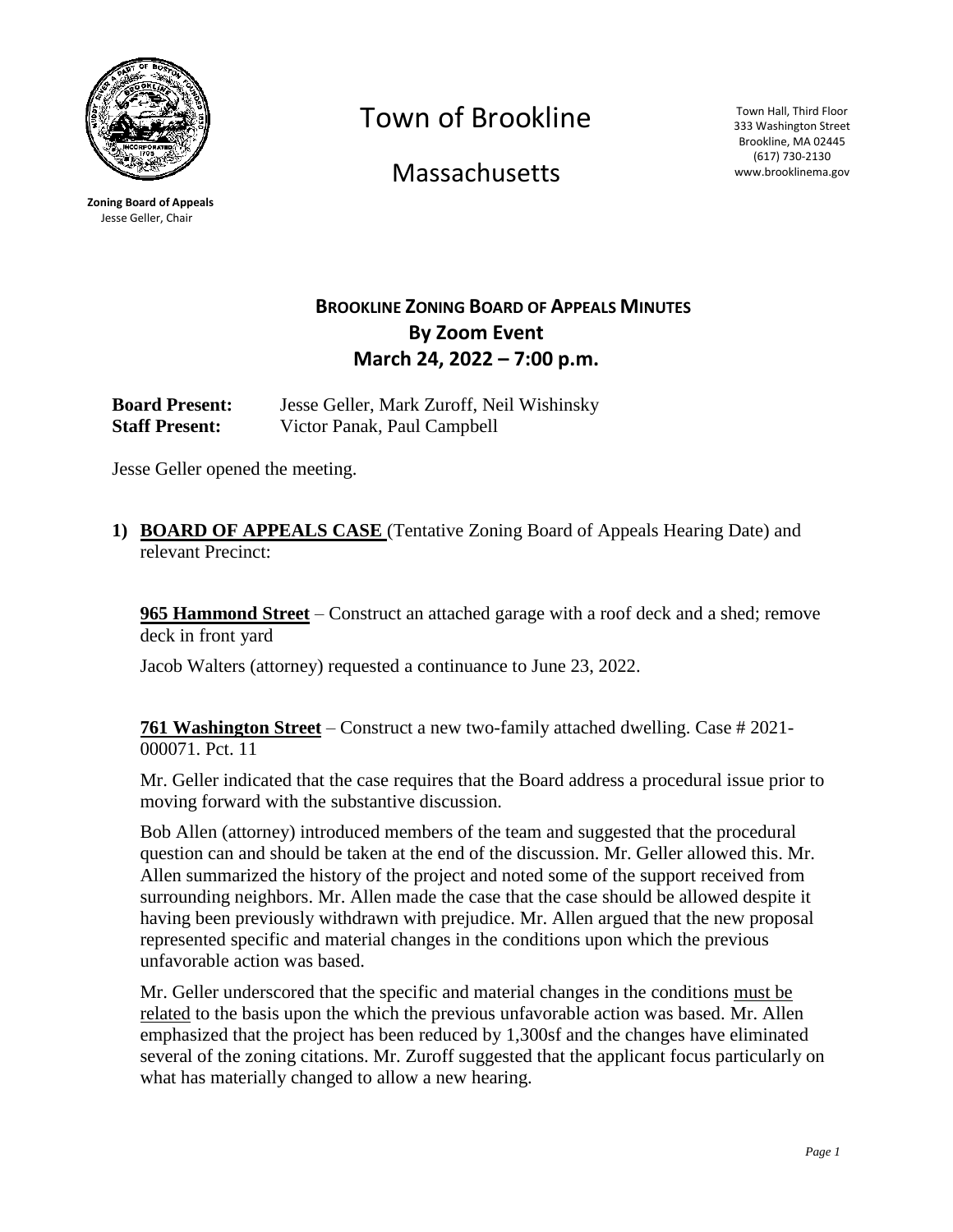# Town of Brookline

## Massachusetts

Town Hall, Third Floor
333 Washington Street
Brookline, MA 02445
(617) 730-2130
www.brooklinema.gov

**Zoning Board of Appeals**
Jesse Geller, Chair

## BROOKLINE ZONING BOARD OF APPEALS MINUTES
### By Zoom Event
### March 24, 2022 – 7:00 p.m.

**Board Present:** Jesse Geller, Mark Zuroff, Neil Wishinsky
**Staff Present:** Victor Panak, Paul Campbell

Jesse Geller opened the meeting.

**1) BOARD OF APPEALS CASE** (Tentative Zoning Board of Appeals Hearing Date) and relevant Precinct:

**965 Hammond Street** – Construct an attached garage with a roof deck and a shed; remove deck in front yard

Jacob Walters (attorney) requested a continuance to June 23, 2022.

**761 Washington Street** – Construct a new two-family attached dwelling. Case # 2021-000071. Pct. 11

Mr. Geller indicated that the case requires that the Board address a procedural issue prior to moving forward with the substantive discussion.

Bob Allen (attorney) introduced members of the team and suggested that the procedural question can and should be taken at the end of the discussion. Mr. Geller allowed this. Mr. Allen summarized the history of the project and noted some of the support received from surrounding neighbors. Mr. Allen made the case that the case should be allowed despite it having been previously withdrawn with prejudice. Mr. Allen argued that the new proposal represented specific and material changes in the conditions upon which the previous unfavorable action was based.

Mr. Geller underscored that the specific and material changes in the conditions must be related to the basis upon the which the previous unfavorable action was based. Mr. Allen emphasized that the project has been reduced by 1,300sf and the changes have eliminated several of the zoning citations. Mr. Zuroff suggested that the applicant focus particularly on what has materially changed to allow a new hearing.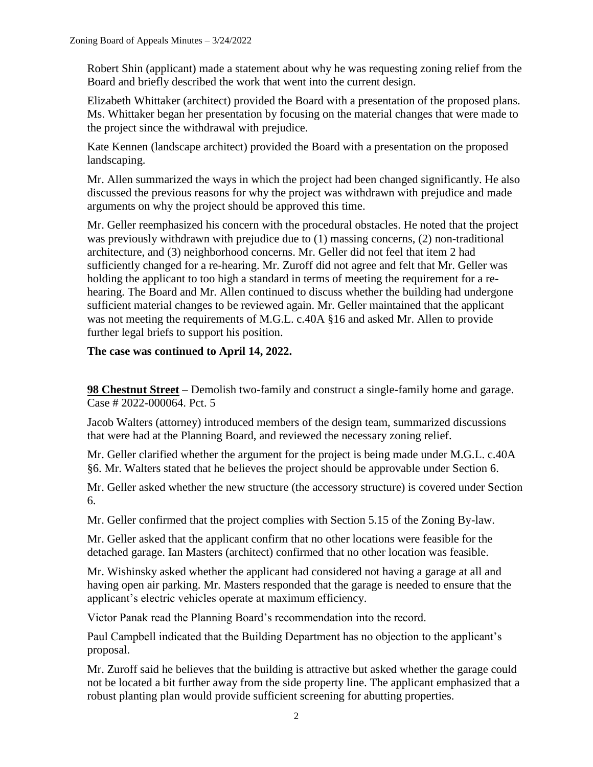Robert Shin (applicant) made a statement about why he was requesting zoning relief from the Board and briefly described the work that went into the current design.

Elizabeth Whittaker (architect) provided the Board with a presentation of the proposed plans. Ms. Whittaker began her presentation by focusing on the material changes that were made to the project since the withdrawal with prejudice.

Kate Kennen (landscape architect) provided the Board with a presentation on the proposed landscaping.

Mr. Allen summarized the ways in which the project had been changed significantly. He also discussed the previous reasons for why the project was withdrawn with prejudice and made arguments on why the project should be approved this time.

Mr. Geller reemphasized his concern with the procedural obstacles. He noted that the project was previously withdrawn with prejudice due to (1) massing concerns, (2) non-traditional architecture, and (3) neighborhood concerns. Mr. Geller did not feel that item 2 had sufficiently changed for a re-hearing. Mr. Zuroff did not agree and felt that Mr. Geller was holding the applicant to too high a standard in terms of meeting the requirement for a re-hearing. The Board and Mr. Allen continued to discuss whether the building had undergone sufficient material changes to be reviewed again. Mr. Geller maintained that the applicant was not meeting the requirements of M.G.L. c.40A §16 and asked Mr. Allen to provide further legal briefs to support his position.

**The case was continued to April 14, 2022.**

**98 Chestnut Street** – Demolish two-family and construct a single-family home and garage. Case # 2022-000064. Pct. 5

Jacob Walters (attorney) introduced members of the design team, summarized discussions that were had at the Planning Board, and reviewed the necessary zoning relief.

Mr. Geller clarified whether the argument for the project is being made under M.G.L. c.40A §6. Mr. Walters stated that he believes the project should be approvable under Section 6.

Mr. Geller asked whether the new structure (the accessory structure) is covered under Section 6.

Mr. Geller confirmed that the project complies with Section 5.15 of the Zoning By-law.

Mr. Geller asked that the applicant confirm that no other locations were feasible for the detached garage. Ian Masters (architect) confirmed that no other location was feasible.

Mr. Wishinsky asked whether the applicant had considered not having a garage at all and having open air parking. Mr. Masters responded that the garage is needed to ensure that the applicant's electric vehicles operate at maximum efficiency.

Victor Panak read the Planning Board's recommendation into the record.

Paul Campbell indicated that the Building Department has no objection to the applicant's proposal.

Mr. Zuroff said he believes that the building is attractive but asked whether the garage could not be located a bit further away from the side property line. The applicant emphasized that a robust planting plan would provide sufficient screening for abutting properties.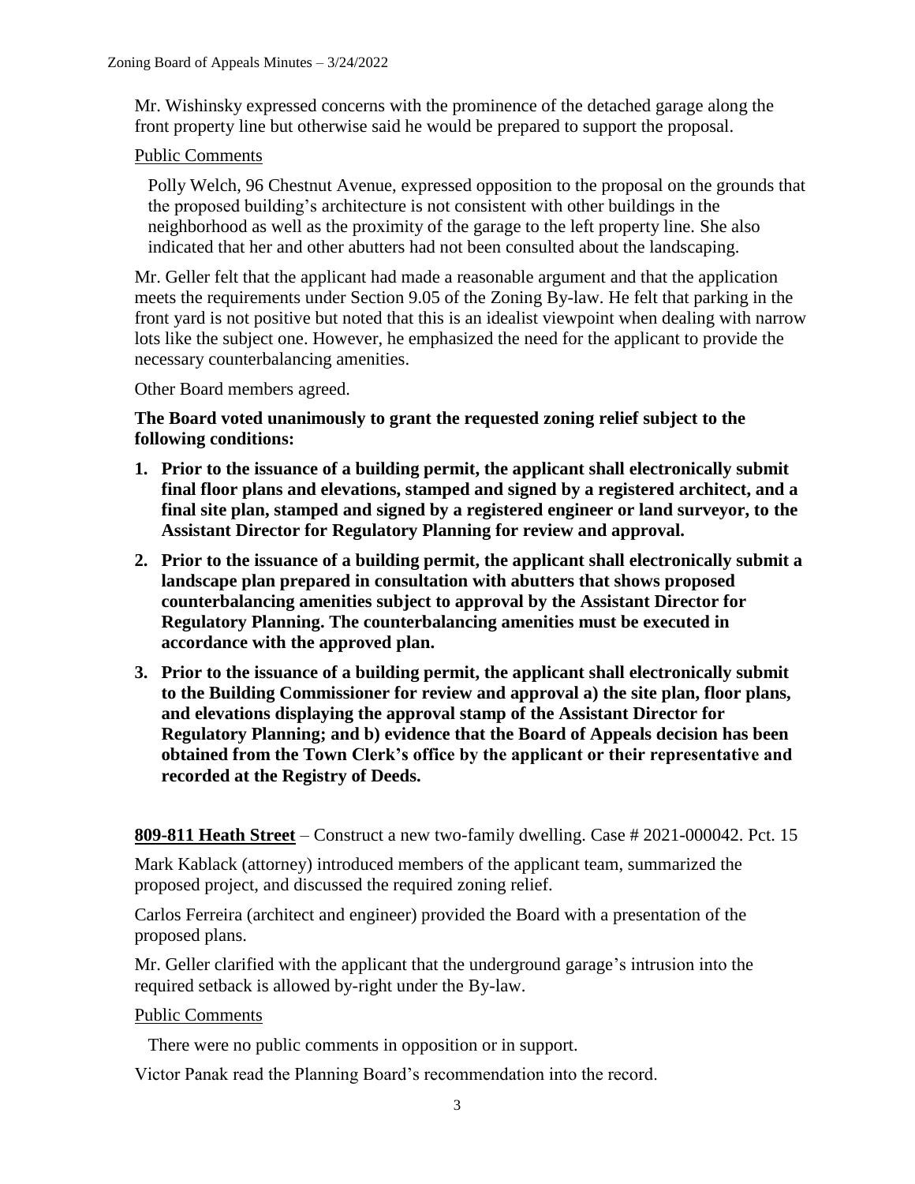Mr. Wishinsky expressed concerns with the prominence of the detached garage along the front property line but otherwise said he would be prepared to support the proposal.

Public Comments

Polly Welch, 96 Chestnut Avenue, expressed opposition to the proposal on the grounds that the proposed building's architecture is not consistent with other buildings in the neighborhood as well as the proximity of the garage to the left property line. She also indicated that her and other abutters had not been consulted about the landscaping.

Mr. Geller felt that the applicant had made a reasonable argument and that the application meets the requirements under Section 9.05 of the Zoning By-law. He felt that parking in the front yard is not positive but noted that this is an idealist viewpoint when dealing with narrow lots like the subject one. However, he emphasized the need for the applicant to provide the necessary counterbalancing amenities.

Other Board members agreed.

**The Board voted unanimously to grant the requested zoning relief subject to the following conditions:**

1. **Prior to the issuance of a building permit, the applicant shall electronically submit final floor plans and elevations, stamped and signed by a registered architect, and a final site plan, stamped and signed by a registered engineer or land surveyor, to the Assistant Director for Regulatory Planning for review and approval.**
2. **Prior to the issuance of a building permit, the applicant shall electronically submit a landscape plan prepared in consultation with abutters that shows proposed counterbalancing amenities subject to approval by the Assistant Director for Regulatory Planning. The counterbalancing amenities must be executed in accordance with the approved plan.**
3. **Prior to the issuance of a building permit, the applicant shall electronically submit to the Building Commissioner for review and approval a) the site plan, floor plans, and elevations displaying the approval stamp of the Assistant Director for Regulatory Planning; and b) evidence that the Board of Appeals decision has been obtained from the Town Clerk's office by the applicant or their representative and recorded at the Registry of Deeds.**

**809-811 Heath Street** – Construct a new two-family dwelling. Case # 2021-000042. Pct. 15

Mark Kablack (attorney) introduced members of the applicant team, summarized the proposed project, and discussed the required zoning relief.

Carlos Ferreira (architect and engineer) provided the Board with a presentation of the proposed plans.

Mr. Geller clarified with the applicant that the underground garage's intrusion into the required setback is allowed by-right under the By-law.

Public Comments

There were no public comments in opposition or in support.

Victor Panak read the Planning Board's recommendation into the record.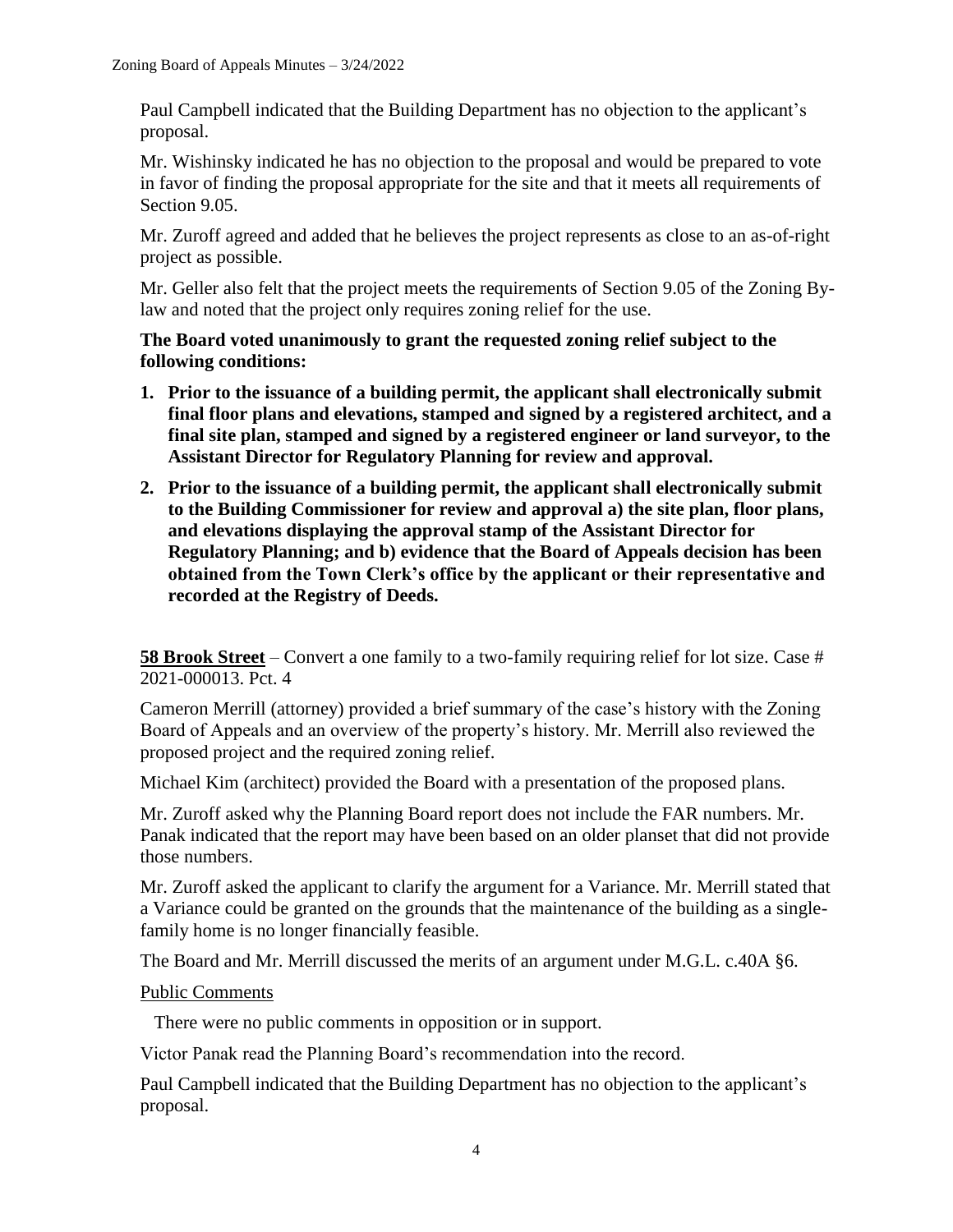Paul Campbell indicated that the Building Department has no objection to the applicant's proposal.

Mr. Wishinsky indicated he has no objection to the proposal and would be prepared to vote in favor of finding the proposal appropriate for the site and that it meets all requirements of Section 9.05.

Mr. Zuroff agreed and added that he believes the project represents as close to an as-of-right project as possible.

Mr. Geller also felt that the project meets the requirements of Section 9.05 of the Zoning By-law and noted that the project only requires zoning relief for the use.

**The Board voted unanimously to grant the requested zoning relief subject to the following conditions:**

1. **Prior to the issuance of a building permit, the applicant shall electronically submit final floor plans and elevations, stamped and signed by a registered architect, and a final site plan, stamped and signed by a registered engineer or land surveyor, to the Assistant Director for Regulatory Planning for review and approval.**
2. **Prior to the issuance of a building permit, the applicant shall electronically submit to the Building Commissioner for review and approval a) the site plan, floor plans, and elevations displaying the approval stamp of the Assistant Director for Regulatory Planning; and b) evidence that the Board of Appeals decision has been obtained from the Town Clerk's office by the applicant or their representative and recorded at the Registry of Deeds.**

**58 Brook Street** – Convert a one family to a two-family requiring relief for lot size. Case # 2021-000013. Pct. 4

Cameron Merrill (attorney) provided a brief summary of the case's history with the Zoning Board of Appeals and an overview of the property's history. Mr. Merrill also reviewed the proposed project and the required zoning relief.

Michael Kim (architect) provided the Board with a presentation of the proposed plans.

Mr. Zuroff asked why the Planning Board report does not include the FAR numbers. Mr. Panak indicated that the report may have been based on an older planset that did not provide those numbers.

Mr. Zuroff asked the applicant to clarify the argument for a Variance. Mr. Merrill stated that a Variance could be granted on the grounds that the maintenance of the building as a single-family home is no longer financially feasible.

The Board and Mr. Merrill discussed the merits of an argument under M.G.L. c.40A §6.

Public Comments

There were no public comments in opposition or in support.

Victor Panak read the Planning Board's recommendation into the record.

Paul Campbell indicated that the Building Department has no objection to the applicant's proposal.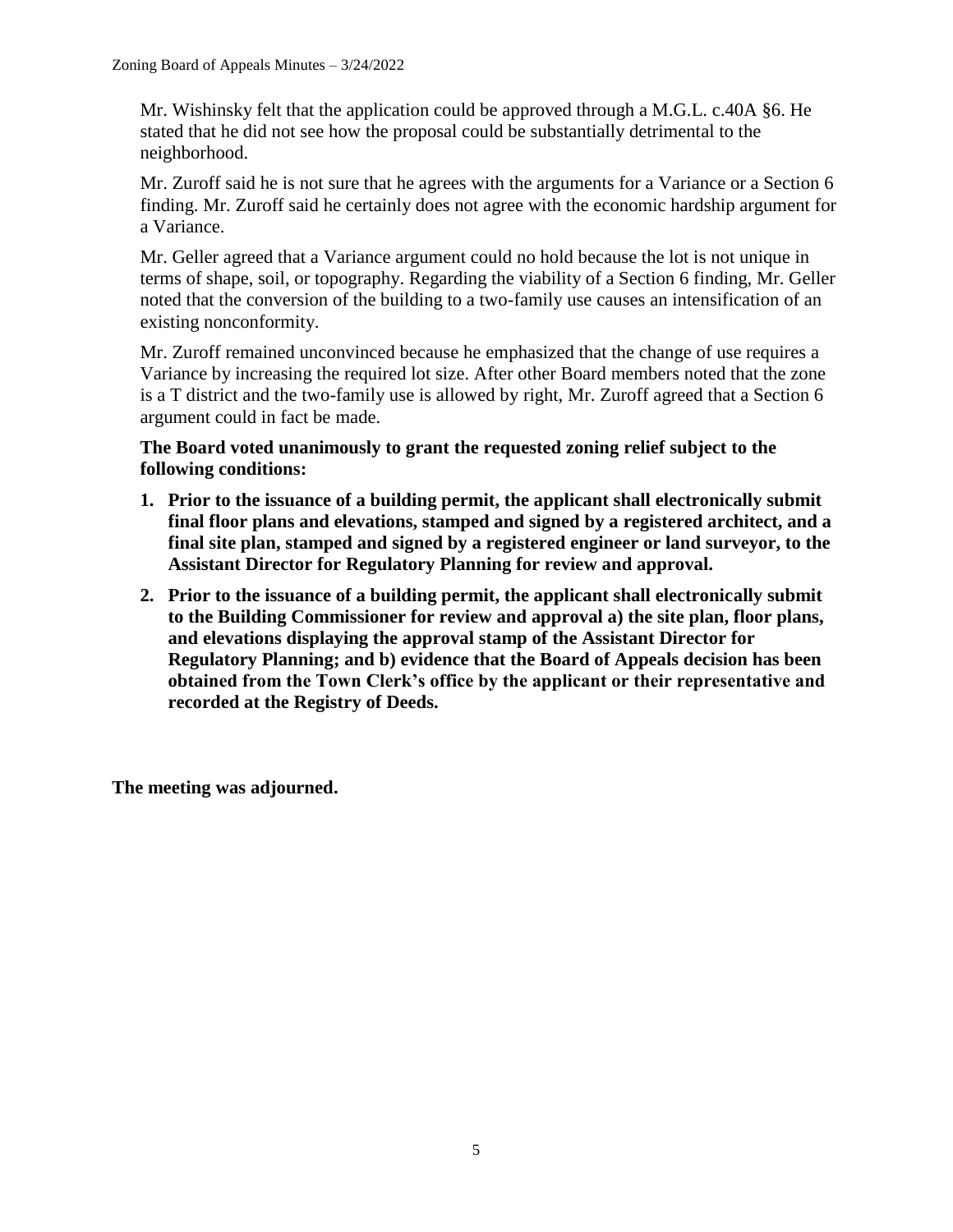Mr. Wishinsky felt that the application could be approved through a M.G.L. c.40A §6. He stated that he did not see how the proposal could be substantially detrimental to the neighborhood.

Mr. Zuroff said he is not sure that he agrees with the arguments for a Variance or a Section 6 finding. Mr. Zuroff said he certainly does not agree with the economic hardship argument for a Variance.

Mr. Geller agreed that a Variance argument could no hold because the lot is not unique in terms of shape, soil, or topography. Regarding the viability of a Section 6 finding, Mr. Geller noted that the conversion of the building to a two-family use causes an intensification of an existing nonconformity.

Mr. Zuroff remained unconvinced because he emphasized that the change of use requires a Variance by increasing the required lot size. After other Board members noted that the zone is a T district and the two-family use is allowed by right, Mr. Zuroff agreed that a Section 6 argument could in fact be made.

**The Board voted unanimously to grant the requested zoning relief subject to the following conditions:**

1. **Prior to the issuance of a building permit, the applicant shall electronically submit final floor plans and elevations, stamped and signed by a registered architect, and a final site plan, stamped and signed by a registered engineer or land surveyor, to the Assistant Director for Regulatory Planning for review and approval.**
2. **Prior to the issuance of a building permit, the applicant shall electronically submit to the Building Commissioner for review and approval a) the site plan, floor plans, and elevations displaying the approval stamp of the Assistant Director for Regulatory Planning; and b) evidence that the Board of Appeals decision has been obtained from the Town Clerk's office by the applicant or their representative and recorded at the Registry of Deeds.**

**The meeting was adjourned.**